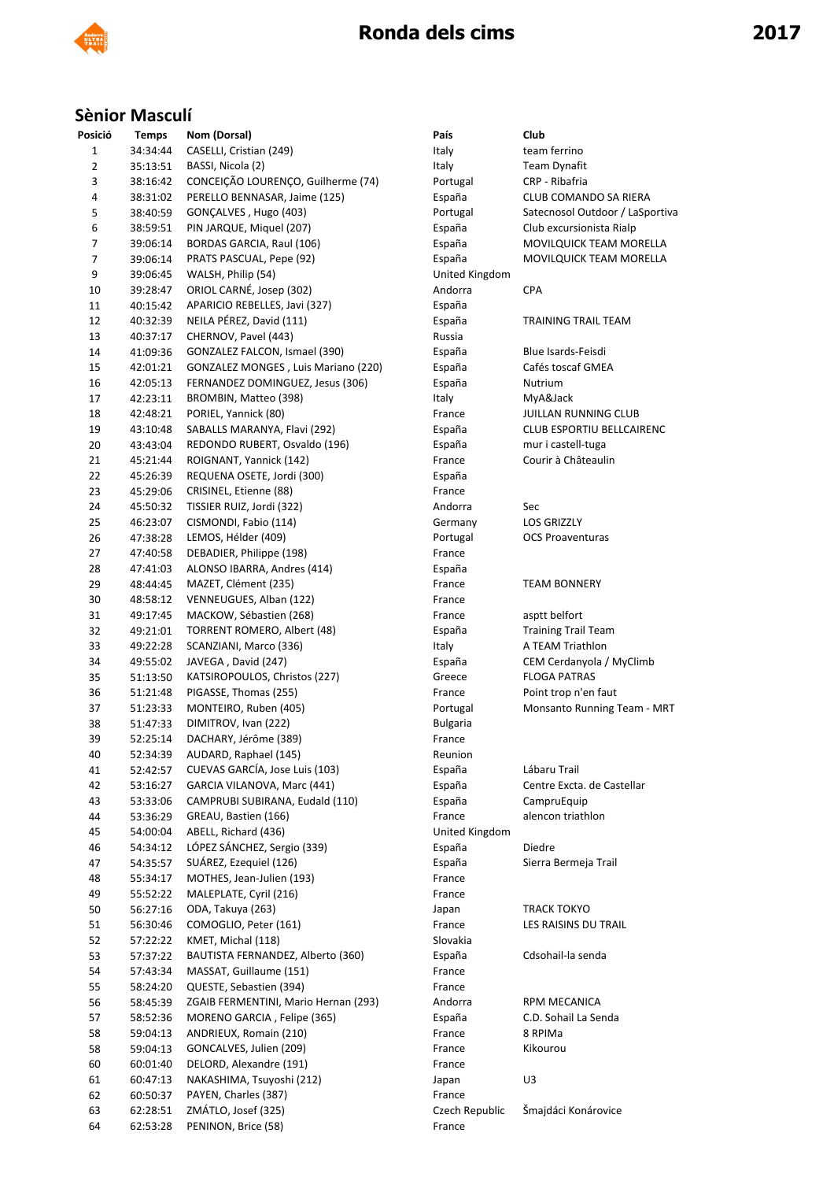# Ronda dels cims

# 2017

## Sènior Masculí

| Posició | Temps | Nom (Dorsal) | País | Club |
|---|---|---|---|---|
| 1 | 34:34:44 | CASELLI, Cristian (249) | Italy | team ferrino |
| 2 | 35:13:51 | BASSI, Nicola (2) | Italy | Team Dynafit |
| 3 | 38:16:42 | CONCEIÇÃO LOURENÇO, Guilherme (74) | Portugal | CRP - Ribafria |
| 4 | 38:31:02 | PERELLO BENNASAR, Jaime (125) | España | CLUB COMANDO SA RIERA |
| 5 | 38:40:59 | GONÇALVES , Hugo (403) | Portugal | Satecnosol Outdoor / LaSportiva |
| 6 | 38:59:51 | PIN JARQUE, Miquel (207) | España | Club excursionista Rialp |
| 7 | 39:06:14 | BORDAS GARCIA, Raul (106) | España | MOVILQUICK TEAM MORELLA |
| 7 | 39:06:14 | PRATS PASCUAL, Pepe (92) | España | MOVILQUICK TEAM MORELLA |
| 9 | 39:06:45 | WALSH, Philip (54) | United Kingdom | |
| 10 | 39:28:47 | ORIOL CARNÉ, Josep (302) | Andorra | CPA |
| 11 | 40:15:42 | APARICIO REBELLES, Javi (327) | España | |
| 12 | 40:32:39 | NEILA PÉREZ, David (111) | España | TRAINING TRAIL TEAM |
| 13 | 40:37:17 | CHERNOV, Pavel (443) | Russia | |
| 14 | 41:09:36 | GONZALEZ FALCON, Ismael (390) | España | Blue Isards-Feisdi |
| 15 | 42:01:21 | GONZALEZ MONGES , Luis Mariano (220) | España | Cafés toscaf GMEA |
| 16 | 42:05:13 | FERNANDEZ DOMINGUEZ, Jesus (306) | España | Nutrium |
| 17 | 42:23:11 | BROMBIN, Matteo (398) | Italy | MyA&Jack |
| 18 | 42:48:21 | PORIEL, Yannick (80) | France | JUILLAN RUNNING CLUB |
| 19 | 43:10:48 | SABALLS MARANYA, Flavi (292) | España | CLUB ESPORTIU BELLCAIRENC |
| 20 | 43:43:04 | REDONDO RUBERT, Osvaldo (196) | España | mur i castell-tuga |
| 21 | 45:21:44 | ROIGNANT, Yannick (142) | France | Courir à Châteaulin |
| 22 | 45:26:39 | REQUENA OSETE, Jordi (300) | España | |
| 23 | 45:29:06 | CRISINEL, Etienne (88) | France | |
| 24 | 45:50:32 | TISSIER RUIZ, Jordi (322) | Andorra | Sec |
| 25 | 46:23:07 | CISMONDI, Fabio (114) | Germany | LOS GRIZZLY |
| 26 | 47:38:28 | LEMOS, Hélder (409) | Portugal | OCS Proaventuras |
| 27 | 47:40:58 | DEBADIER, Philippe (198) | France | |
| 28 | 47:41:03 | ALONSO IBARRA, Andres (414) | España | |
| 29 | 48:44:45 | MAZET, Clément (235) | France | TEAM BONNERY |
| 30 | 48:58:12 | VENNEUGUES, Alban (122) | France | |
| 31 | 49:17:45 | MACKOW, Sébastien (268) | France | asptt belfort |
| 32 | 49:21:01 | TORRENT ROMERO, Albert (48) | España | Training Trail Team |
| 33 | 49:22:28 | SCANZIANI, Marco (336) | Italy | A TEAM Triathlon |
| 34 | 49:55:02 | JAVEGA , David (247) | España | CEM Cerdanyola / MyClimb |
| 35 | 51:13:50 | KATSIROPOULOS, Christos (227) | Greece | FLOGA PATRAS |
| 36 | 51:21:48 | PIGASSE, Thomas (255) | France | Point trop n'en faut |
| 37 | 51:23:33 | MONTEIRO, Ruben (405) | Portugal | Monsanto Running Team - MRT |
| 38 | 51:47:33 | DIMITROV, Ivan (222) | Bulgaria | |
| 39 | 52:25:14 | DACHARY, Jérôme (389) | France | |
| 40 | 52:34:39 | AUDARD, Raphael (145) | Reunion | |
| 41 | 52:42:57 | CUEVAS GARCÍA, Jose Luis (103) | España | Lábaru Trail |
| 42 | 53:16:27 | GARCIA VILANOVA, Marc (441) | España | Centre Excta. de Castellar |
| 43 | 53:33:06 | CAMPRUBI SUBIRANA, Eudald (110) | España | CampruEquip |
| 44 | 53:36:29 | GREAU, Bastien (166) | France | alencon triathlon |
| 45 | 54:00:04 | ABELL, Richard (436) | United Kingdom | |
| 46 | 54:34:12 | LÓPEZ SÁNCHEZ, Sergio (339) | España | Diedre |
| 47 | 54:35:57 | SUÁREZ, Ezequiel (126) | España | Sierra Bermeja Trail |
| 48 | 55:34:17 | MOTHES, Jean-Julien (193) | France | |
| 49 | 55:52:22 | MALEPLATE, Cyril (216) | France | |
| 50 | 56:27:16 | ODA, Takuya (263) | Japan | TRACK TOKYO |
| 51 | 56:30:46 | COMOGLIO, Peter (161) | France | LES RAISINS DU TRAIL |
| 52 | 57:22:22 | KMET, Michal (118) | Slovakia | |
| 53 | 57:37:22 | BAUTISTA FERNANDEZ, Alberto (360) | España | Cdsohail-la senda |
| 54 | 57:43:34 | MASSAT, Guillaume (151) | France | |
| 55 | 58:24:20 | QUESTE, Sebastien (394) | France | |
| 56 | 58:45:39 | ZGAIB FERMENTINI, Mario Hernan (293) | Andorra | RPM MECANICA |
| 57 | 58:52:36 | MORENO GARCIA , Felipe (365) | España | C.D. Sohail La Senda |
| 58 | 59:04:13 | ANDRIEUX, Romain (210) | France | 8 RPIMa |
| 58 | 59:04:13 | GONCALVES, Julien (209) | France | Kikourou |
| 60 | 60:01:40 | DELORD, Alexandre (191) | France | |
| 61 | 60:47:13 | NAKASHIMA, Tsuyoshi (212) | Japan | U3 |
| 62 | 60:50:37 | PAYEN, Charles (387) | France | |
| 63 | 62:28:51 | ZMÁTLO, Josef (325) | Czech Republic | Šmajdáci Konárovice |
| 64 | 62:53:28 | PENINON, Brice (58) | France | |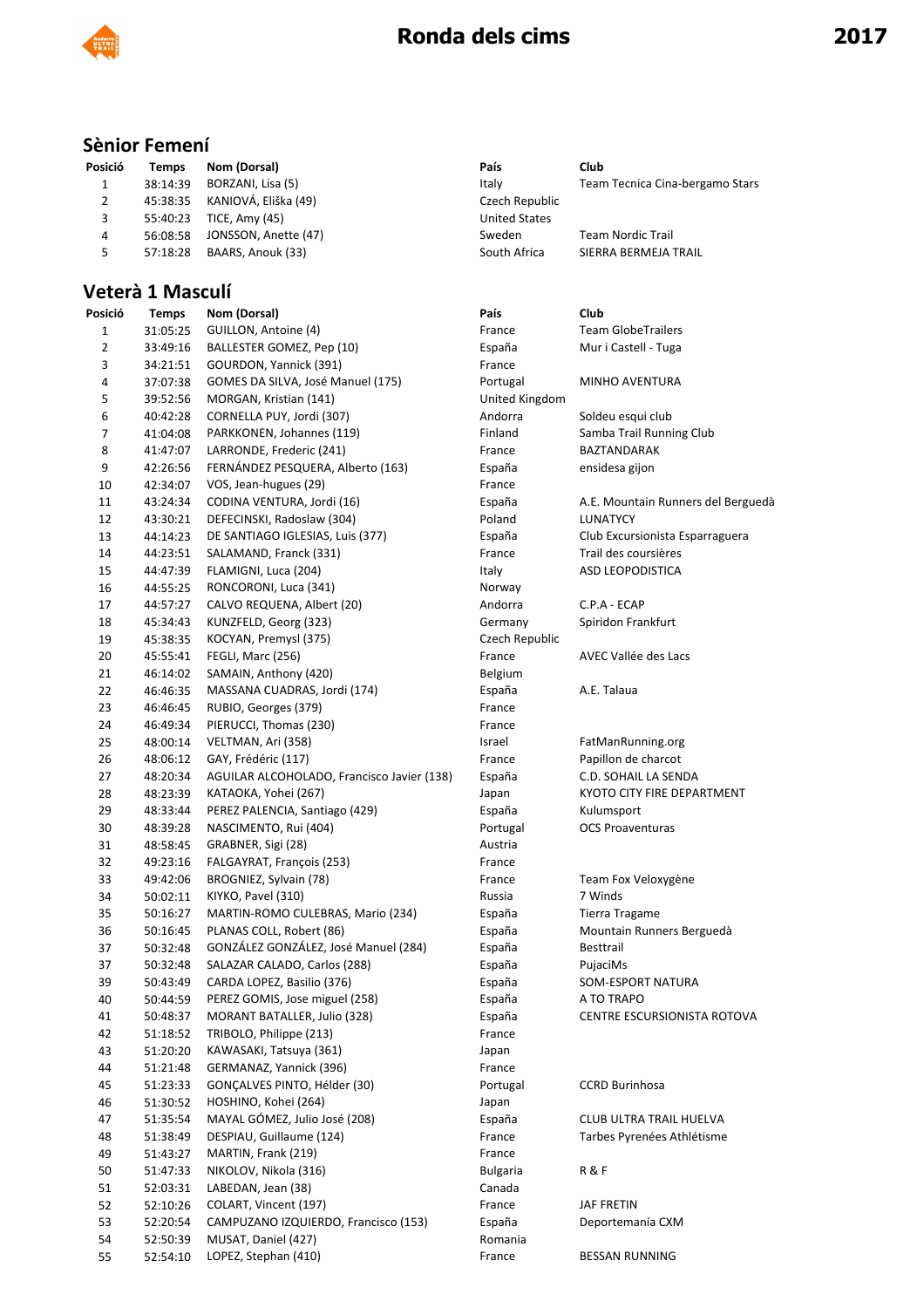# Ronda dels cims

2017

## Sènior Femení

| Posició | Temps | Nom (Dorsal) | País | Club |
|---|---|---|---|---|
| 1 | 38:14:39 | BORZANI, Lisa (5) | Italy | Team Tecnica Cina-bergamo Stars |
| 2 | 45:38:35 | KANIOVÁ, Eliška (49) | Czech Republic | |
| 3 | 55:40:23 | TICE, Amy (45) | United States | |
| 4 | 56:08:58 | JONSSON, Anette (47) | Sweden | Team Nordic Trail |
| 5 | 57:18:28 | BAARS, Anouk (33) | South Africa | SIERRA BERMEJA TRAIL |

## Veterà 1 Masculí

| Posició | Temps | Nom (Dorsal) | País | Club |
|---|---|---|---|---|
| 1 | 31:05:25 | GUILLON, Antoine (4) | France | Team GlobeTrailers |
| 2 | 33:49:16 | BALLESTER GOMEZ, Pep (10) | España | Mur i Castell - Tuga |
| 3 | 34:21:51 | GOURDON, Yannick (391) | France | |
| 4 | 37:07:38 | GOMES DA SILVA, José Manuel (175) | Portugal | MINHO AVENTURA |
| 5 | 39:52:56 | MORGAN, Kristian (141) | United Kingdom | |
| 6 | 40:42:28 | CORNELLA PUY, Jordi (307) | Andorra | Soldeu esqui club |
| 7 | 41:04:08 | PARKKONEN, Johannes (119) | Finland | Samba Trail Running Club |
| 8 | 41:47:07 | LARRONDE, Frederic (241) | France | BAZTANDARAK |
| 9 | 42:26:56 | FERNÁNDEZ PESQUERA, Alberto (163) | España | ensidesa gijon |
| 10 | 42:34:07 | VOS, Jean-hugues (29) | France | |
| 11 | 43:24:34 | CODINA VENTURA, Jordi (16) | España | A.E. Mountain Runners del Berguedà |
| 12 | 43:30:21 | DEFECINSKI, Radoslaw (304) | Poland | LUNATYCY |
| 13 | 44:14:23 | DE SANTIAGO IGLESIAS, Luis (377) | España | Club Excursionista Esparraguera |
| 14 | 44:23:51 | SALAMAND, Franck (331) | France | Trail des coursières |
| 15 | 44:47:39 | FLAMIGNI, Luca (204) | Italy | ASD LEOPODISTICA |
| 16 | 44:55:25 | RONCORONI, Luca (341) | Norway | |
| 17 | 44:57:27 | CALVO REQUENA, Albert (20) | Andorra | C.P.A - ECAP |
| 18 | 45:34:43 | KUNZFELD, Georg (323) | Germany | Spiridon Frankfurt |
| 19 | 45:38:35 | KOCYAN, Premysl (375) | Czech Republic | |
| 20 | 45:55:41 | FEGLI, Marc (256) | France | AVEC Vallée des Lacs |
| 21 | 46:14:02 | SAMAIN, Anthony (420) | Belgium | |
| 22 | 46:46:35 | MASSANA CUADRAS, Jordi (174) | España | A.E. Talaua |
| 23 | 46:46:45 | RUBIO, Georges (379) | France | |
| 24 | 46:49:34 | PIERUCCI, Thomas (230) | France | |
| 25 | 48:00:14 | VELTMAN, Ari (358) | Israel | FatManRunning.org |
| 26 | 48:06:12 | GAY, Frédéric (117) | France | Papillon de charcot |
| 27 | 48:20:34 | AGUILAR ALCOHOLADO, Francisco Javier (138) | España | C.D. SOHAIL LA SENDA |
| 28 | 48:23:39 | KATAOKA, Yohei (267) | Japan | KYOTO CITY FIRE DEPARTMENT |
| 29 | 48:33:44 | PEREZ PALENCIA, Santiago (429) | España | Kulumsport |
| 30 | 48:39:28 | NASCIMENTO, Rui (404) | Portugal | OCS Proaventuras |
| 31 | 48:58:45 | GRABNER, Sigi (28) | Austria | |
| 32 | 49:23:16 | FALGAYRAT, François (253) | France | |
| 33 | 49:42:06 | BROGNIEZ, Sylvain (78) | France | Team Fox Veloxygène |
| 34 | 50:02:11 | KIYKO, Pavel (310) | Russia | 7 Winds |
| 35 | 50:16:27 | MARTIN-ROMO CULEBRAS, Mario (234) | España | Tierra Tragame |
| 36 | 50:16:45 | PLANAS COLL, Robert (86) | España | Mountain Runners Berguedà |
| 37 | 50:32:48 | GONZÁLEZ GONZÁLEZ, José Manuel (284) | España | Besttrail |
| 37 | 50:32:48 | SALAZAR CALADO, Carlos (288) | España | PujaciMs |
| 39 | 50:43:49 | CARDA LOPEZ, Basilio (376) | España | SOM-ESPORT NATURA |
| 40 | 50:44:59 | PEREZ GOMIS, Jose miguel (258) | España | A TO TRAPO |
| 41 | 50:48:37 | MORANT BATALLER, Julio (328) | España | CENTRE ESCURSIONISTA ROTOVA |
| 42 | 51:18:52 | TRIBOLO, Philippe (213) | France | |
| 43 | 51:20:20 | KAWASAKI, Tatsuya (361) | Japan | |
| 44 | 51:21:48 | GERMANAZ, Yannick (396) | France | |
| 45 | 51:23:33 | GONÇALVES PINTO, Hélder (30) | Portugal | CCRD Burinhosa |
| 46 | 51:30:52 | HOSHINO, Kohei (264) | Japan | |
| 47 | 51:35:54 | MAYAL GÓMEZ, Julio José (208) | España | CLUB ULTRA TRAIL HUELVA |
| 48 | 51:38:49 | DESPIAU, Guillaume (124) | France | Tarbes Pyrenées Athlétisme |
| 49 | 51:43:27 | MARTIN, Frank (219) | France | |
| 50 | 51:47:33 | NIKOLOV, Nikola (316) | Bulgaria | R & F |
| 51 | 52:03:31 | LABEDAN, Jean (38) | Canada | |
| 52 | 52:10:26 | COLART, Vincent (197) | France | JAF FRETIN |
| 53 | 52:20:54 | CAMPUZANO IZQUIERDO, Francisco (153) | España | Deportemanía CXM |
| 54 | 52:50:39 | MUSAT, Daniel (427) | Romania | |
| 55 | 52:54:10 | LOPEZ, Stephan (410) | France | BESSAN RUNNING |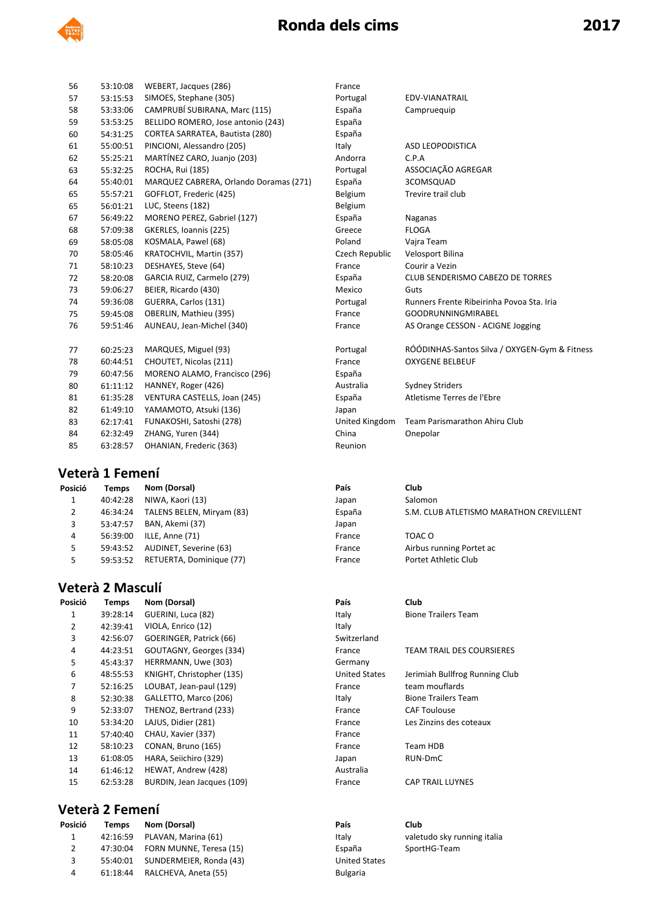| | | | | |
|---|---|---|---|---|
| 56 | 53:10:08 | WEBERT, Jacques (286) | France | |
| 57 | 53:15:53 | SIMOES, Stephane (305) | Portugal | EDV-VIANATRAIL |
| 58 | 53:33:06 | CAMPRUBÍ SUBIRANA, Marc (115) | España | Campruequip |
| 59 | 53:53:25 | BELLIDO ROMERO, Jose antonio (243) | España | |
| 60 | 54:31:25 | CORTEA SARRATEA, Bautista (280) | España | |
| 61 | 55:00:51 | PINCIONI, Alessandro (205) | Italy | ASD LEOPODISTICA |
| 62 | 55:25:21 | MARTÍNEZ CARO, Juanjo (203) | Andorra | C.P.A |
| 63 | 55:32:25 | ROCHA, Rui (185) | Portugal | ASSOCIAÇÃO AGREGAR |
| 64 | 55:40:01 | MARQUEZ CABRERA, Orlando Doramas (271) | España | 3COMSQUAD |
| 65 | 55:57:21 | GOFFLOT, Frederic (425) | Belgium | Trevire trail club |
| 65 | 56:01:21 | LUC, Steens (182) | Belgium | |
| 67 | 56:49:22 | MORENO PEREZ, Gabriel (127) | España | Naganas |
| 68 | 57:09:38 | GKERLES, Ioannis (225) | Greece | FLOGA |
| 69 | 58:05:08 | KOSMALA, Pawel (68) | Poland | Vajra Team |
| 70 | 58:05:46 | KRATOCHVIL, Martin (357) | Czech Republic | Velosport Bilina |
| 71 | 58:10:23 | DESHAYES, Steve (64) | France | Courir a Vezin |
| 72 | 58:20:08 | GARCIA RUIZ, Carmelo (279) | España | CLUB SENDERISMO CABEZO DE TORRES |
| 73 | 59:06:27 | BEIER, Ricardo (430) | Mexico | Guts |
| 74 | 59:36:08 | GUERRA, Carlos (131) | Portugal | Runners Frente Ribeirinha Povoa Sta. Iria |
| 75 | 59:45:08 | OBERLIN, Mathieu (395) | France | GOODRUNNINGMIRABEL |
| 76 | 59:51:46 | AUNEAU, Jean-Michel (340) | France | AS Orange CESSON - ACIGNE Jogging |
| 77 | 60:25:23 | MARQUES, Miguel (93) | Portugal | RÓÓDINHAS-Santos Silva / OXYGEN-Gym & Fitness |
| 78 | 60:44:51 | CHOUTET, Nicolas (211) | France | OXYGENE BELBEUF |
| 79 | 60:47:56 | MORENO ALAMO, Francisco (296) | España | |
| 80 | 61:11:12 | HANNEY, Roger (426) | Australia | Sydney Striders |
| 81 | 61:35:28 | VENTURA CASTELLS, Joan (245) | España | Atletisme Terres de l'Ebre |
| 82 | 61:49:10 | YAMAMOTO, Atsuki (136) | Japan | |
| 83 | 62:17:41 | FUNAKOSHI, Satoshi (278) | United Kingdom | Team Parismarathon Ahiru Club |
| 84 | 62:32:49 | ZHANG, Yuren (344) | China | Onepolar |
| 85 | 63:28:57 | OHANIAN, Frederic (363) | Reunion | |

## Veterà 1 Femení

| Posició | Temps | Nom (Dorsal) | País | Club |
|---|---|---|---|---|
| 1 | 40:42:28 | NIWA, Kaori (13) | Japan | Salomon |
| 2 | 46:34:24 | TALENS BELEN, Miryam (83) | España | S.M. CLUB ATLETISMO MARATHON CREVILLENT |
| 3 | 53:47:57 | BAN, Akemi (37) | Japan | |
| 4 | 56:39:00 | ILLE, Anne (71) | France | TOAC O |
| 5 | 59:43:52 | AUDINET, Severine (63) | France | Airbus running Portet ac |
| 5 | 59:53:52 | RETUERTA, Dominique (77) | France | Portet Athletic Club |

## Veterà 2 Masculí

| Posició | Temps | Nom (Dorsal) | País | Club |
|---|---|---|---|---|
| 1 | 39:28:14 | GUERINI, Luca (82) | Italy | Bione Trailers Team |
| 2 | 42:39:41 | VIOLA, Enrico (12) | Italy | |
| 3 | 42:56:07 | GOERINGER, Patrick (66) | Switzerland | |
| 4 | 44:23:51 | GOUTAGNY, Georges (334) | France | TEAM TRAIL DES COURSIERES |
| 5 | 45:43:37 | HERRMANN, Uwe (303) | Germany | |
| 6 | 48:55:53 | KNIGHT, Christopher (135) | United States | Jerimiah Bullfrog Running Club |
| 7 | 52:16:25 | LOUBAT, Jean-paul (129) | France | team mouflards |
| 8 | 52:30:38 | GALLETTO, Marco (206) | Italy | Bione Trailers Team |
| 9 | 52:33:07 | THENOZ, Bertrand (233) | France | CAF Toulouse |
| 10 | 53:34:20 | LAJUS, Didier (281) | France | Les Zinzins des coteaux |
| 11 | 57:40:40 | CHAU, Xavier (337) | France | |
| 12 | 58:10:23 | CONAN, Bruno (165) | France | Team HDB |
| 13 | 61:08:05 | HARA, Seiichiro (329) | Japan | RUN-DmC |
| 14 | 61:46:12 | HEWAT, Andrew (428) | Australia | |
| 15 | 62:53:28 | BURDIN, Jean Jacques (109) | France | CAP TRAIL LUYNES |

## Veterà 2 Femení

| Posició | Temps | Nom (Dorsal) | País | Club |
|---|---|---|---|---|
| 1 | 42:16:59 | PLAVAN, Marina (61) | Italy | valetudo sky running italia |
| 2 | 47:30:04 | FORN MUNNE, Teresa (15) | España | SportHG-Team |
| 3 | 55:40:01 | SUNDERMEIER, Ronda (43) | United States | |
| 4 | 61:18:44 | RALCHEVA, Aneta (55) | Bulgaria | |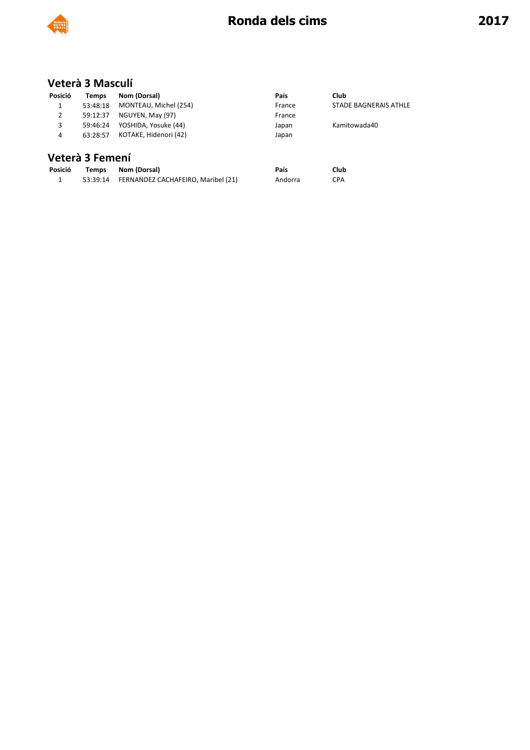## Veterà 3 Masculí

| Posició | Temps | Nom (Dorsal) | País | Club |
|---|---|---|---|---|
| 1 | 53:48:18 | MONTEAU, Michel (254) | France | STADE BAGNERAIS ATHLE |
| 2 | 59:12:37 | NGUYEN, May (97) | France | |
| 3 | 59:46:24 | YOSHIDA, Yosuke (44) | Japan | Kamitowada40 |
| 4 | 63:28:57 | KOTAKE, Hidenori (42) | Japan | |

## Veterà 3 Femení

| Posició | Temps | Nom (Dorsal) | País | Club |
|---|---|---|---|---|
| 1 | 53:39:14 | FERNANDEZ CACHAFEIRO, Maribel (21) | Andorra | CPA |